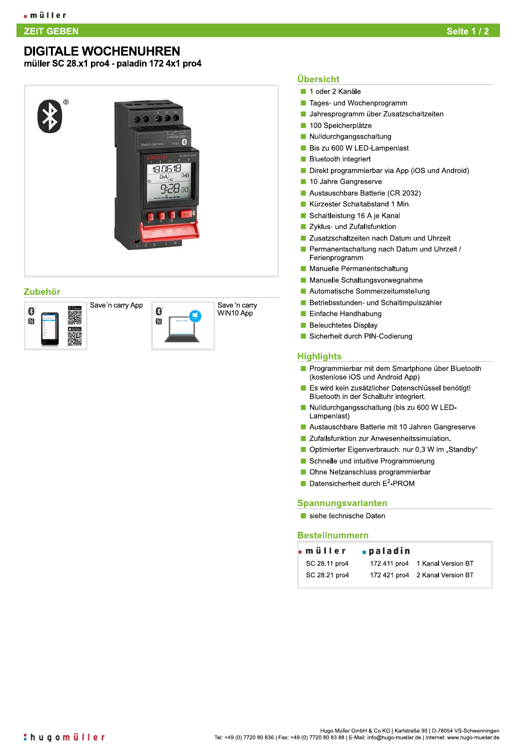# DIGITALE WOCHENUHREN

**müller SC 28.x1 pro4 - paladin 172 4x1 pro4**

## Zubehör

Save´n carry App

Save 'n carry WIN10 App

## Übersicht

- 1 oder 2 Kanäle
- Tages- und Wochenprogramm
- Jahresprogramm über Zusatzschaltzeiten
- 100 Speicherplätze
- Nulldurchgangsschaltung
- Bis zu 600 W LED-Lampenlast
- Bluetooth integriert
- Direkt programmierbar via App (iOS und Android)
- 10 Jahre Gangreserve
- Austauschbare Batterie (CR 2032)
- Kürzester Schaltabstand 1 Min.
- Schaltleistung 16 A je Kanal
- Zyklus- und Zufallsfunktion
- Zusatzschaltzeiten nach Datum und Uhrzeit
- Permanentschaltung nach Datum und Uhrzeit / Ferienprogramm
- Manuelle Permanentschaltung
- Manuelle Schaltungsvorwegnahme
- Automatische Sommerzeitumstellung
- Betriebsstunden- und Schaltimpulszähler
- Einfache Handhabung
- Beleuchtetes Display
- Sicherheit durch PIN-Codierung

## Highlights

- Programmierbar mit dem Smartphone über Bluetooth (kostenlose iOS und Android App)
- Es wird kein zusätzlicher Datenschlüssel benötigt! Bluetooth in der Schaltuhr integriert.
- Nulldurchgangsschaltung (bis zu 600 W LED-Lampenlast)
- Austauschbare Batterie mit 10 Jahren Gangreserve
- Zufallsfunktion zur Anwesenheitssimulation.
- Optimierter Eigenverbrauch: nur 0,3 W im „Standby“
- Schnelle und intuitive Programmierung
- Ohne Netzanschluss programmierbar
- Datensicherheit durch $E^2$-PROM

## Spannungsvarianten

- siehe technische Daten

## Bestellnummern

| müller | paladin | |
|---|---|---|
| SC 28.11 pro4 | 172 411 pro4 | 1 Kanal Version BT |
| SC 28.21 pro4 | 172 421 pro4 | 2 Kanal Version BT |

Hugo Müller GmbH & Co KG | Karlstraße 90 | D-78054 VS-Schwenningen
Tel: +49 (0) 7720 80 836 | Fax: +49 (0) 7720 80 83 88 | E-Mail: info@hugo-mueller.de | Internet: www.hugo-mueller.de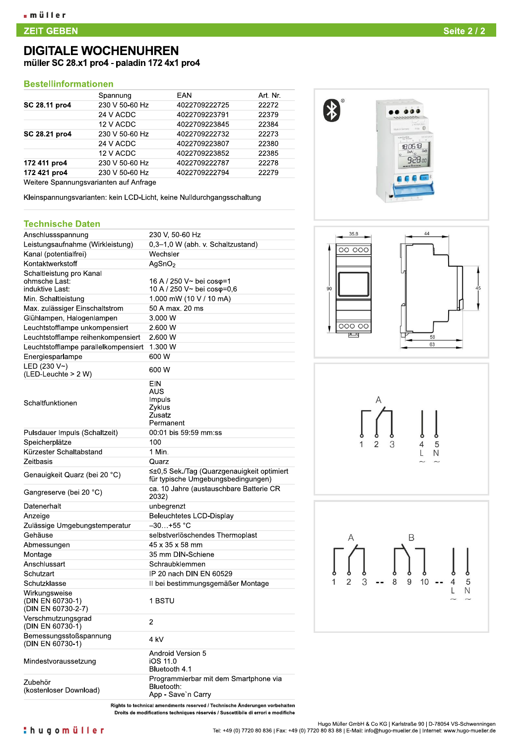# DIGITALE WOCHENUHREN

**müller SC 28.x1 pro4 - paladin 172 4x1 pro4**

## Bestellinformationen

| | Spannung | EAN | Art. Nr. |
|---|---|---|---|
| **SC 28.11 pro4** | 230 V 50-60 Hz | 4022709222725 | 22272 |
| | 24 V ACDC | 4022709223791 | 22379 |
| | 12 V ACDC | 4022709223845 | 22384 |
| **SC 28.21 pro4** | 230 V 50-60 Hz | 4022709222732 | 22273 |
| | 24 V ACDC | 4022709223807 | 22380 |
| | 12 V ACDC | 4022709223852 | 22385 |
| **172 411 pro4** | 230 V 50-60 Hz | 4022709222787 | 22278 |
| **172 421 pro4** | 230 V 50-60 Hz | 4022709222794 | 22279 |

Weitere Spannungsvarianten auf Anfrage

Kleinspannungsvarianten: kein LCD-Licht, keine Nulldurchgangsschaltung

## Technische Daten

| | |
|---|---|
| Anschlussspannung | 230 V, 50-60 Hz |
| Leistungsaufnahme (Wirkleistung) | 0,3–1,0 W (abh. v. Schaltzustand) |
| Kanal (potentialfrei) | Wechsler |
| Kontaktwerkstoff | $AgSnO_2$ |
| Schaltleistung pro Kanal<br>ohmsche Last:<br>induktive Last: | <br>16 A / 250 V~ bei cosφ=1<br>10 A / 250 V~ bei cosφ=0,6 |
| Min. Schaltleistung | 1.000 mW (10 V / 10 mA) |
| Max. zulässiger Einschaltstrom | 50 A max. 20 ms |
| Glühlampen, Halogenlampen | 3.000 W |
| Leuchtstofflampe unkompensiert | 2.600 W |
| Leuchtstofflampe reihenkompensiert | 2.600 W |
| Leuchtstofflampe parallelkompensiert | 1.300 W |
| Energiesparlampe | 600 W |
| LED (230 V~)<br>(LED-Leuchte > 2 W) | 600 W |
| Schaltfunktionen | EIN<br>AUS<br>Impuls<br>Zyklus<br>Zusatz<br>Permanent |
| Pulsdauer Impuls (Schaltzeit) | 00:01 bis 59:59 mm:ss |
| Speicherplätze | 100 |
| Kürzester Schaltabstand | 1 Min. |
| Zeitbasis | Quarz |
| Genauigkeit Quarz (bei 20 °C) | ≤±0,5 Sek./Tag (Quarzgenauigkeit optimiert für typische Umgebungsbedingungen) |
| Gangreserve (bei 20 °C) | ca. 10 Jahre (austauschbare Batterie CR 2032) |
| Datenerhalt | unbegrenzt |
| Anzeige | Beleuchtetes LCD-Display |
| Zulässige Umgebungstemperatur | –30…+55 °C |
| Gehäuse | selbstverlöschendes Thermoplast |
| Abmessungen | 45 x 35 x 58 mm |
| Montage | 35 mm DIN-Schiene |
| Anschlussart | Schraubklemmen |
| Schutzart | IP 20 nach DIN EN 60529 |
| Schutzklasse | II bei bestimmungsgemäßer Montage |
| Wirkungsweise<br>(DIN EN 60730-1)<br>(DIN EN 60730-2-7) | 1 BSTU |
| Verschmutzungsgrad<br>(DIN EN 60730-1) | 2 |
| Bemessungsstoßspannung<br>(DIN EN 60730-1) | 4 kV |
| Mindestvoraussetzung | Android Version 5<br>iOS 11.0<br>Bluetooth 4.1 |
| Zubehör<br>(kostenloser Download) | Programmierbar mit dem Smartphone via Bluetooth:<br>App - Save`n Carry |

Rights to technical amendments reserved / Technische Änderungen vorbehalten
Droits de modifications techniques réservés / Suscettibile di errori e modifiche

35,8
44
90
45
58
63

A
1 2 3 4 5
L N
~ ~

A B
1 2 3 -- 8 9 10 -- 4 5
L N
~ ~

Hugo Müller GmbH & Co KG | Karlstraße 90 | D-78054 VS-Schwenningen
Tel: +49 (0) 7720 80 836 | Fax: +49 (0) 7720 80 83 88 | E-Mail: info@hugo-mueller.de | Internet: www.hugo-mueller.de